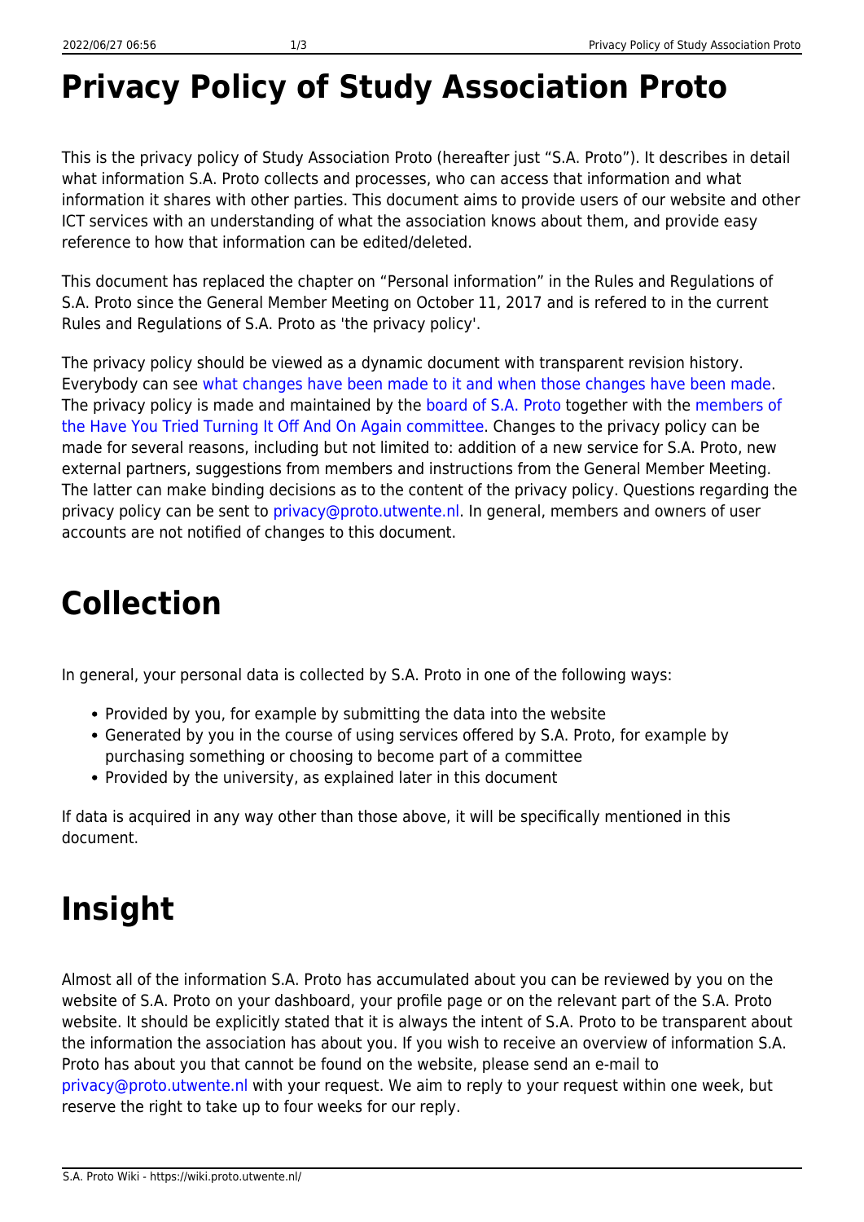# Privacy Policy of Study Association Proto

This is the privacy policy of Study Association Proto (hereafter just “S.A. Proto”). It describes in detail what information S.A. Proto collects and processes, who can access that information and what information it shares with other parties. This document aims to provide users of our website and other ICT services with an understanding of what the association knows about them, and provide easy reference to how that information can be edited/deleted.

This document has replaced the chapter on “Personal information” in the Rules and Regulations of S.A. Proto since the General Member Meeting on October 11, 2017 and is refered to in the current Rules and Regulations of S.A. Proto as 'the privacy policy'.

The privacy policy should be viewed as a dynamic document with transparent revision history. Everybody can see what changes have been made to it and when those changes have been made. The privacy policy is made and maintained by the board of S.A. Proto together with the members of the Have You Tried Turning It Off And On Again committee. Changes to the privacy policy can be made for several reasons, including but not limited to: addition of a new service for S.A. Proto, new external partners, suggestions from members and instructions from the General Member Meeting. The latter can make binding decisions as to the content of the privacy policy. Questions regarding the privacy policy can be sent to privacy@proto.utwente.nl. In general, members and owners of user accounts are not notified of changes to this document.

# Collection

In general, your personal data is collected by S.A. Proto in one of the following ways:

- Provided by you, for example by submitting the data into the website
- Generated by you in the course of using services offered by S.A. Proto, for example by purchasing something or choosing to become part of a committee
- Provided by the university, as explained later in this document

If data is acquired in any way other than those above, it will be specifically mentioned in this document.

# Insight

Almost all of the information S.A. Proto has accumulated about you can be reviewed by you on the website of S.A. Proto on your dashboard, your profile page or on the relevant part of the S.A. Proto website. It should be explicitly stated that it is always the intent of S.A. Proto to be transparent about the information the association has about you. If you wish to receive an overview of information S.A. Proto has about you that cannot be found on the website, please send an e-mail to privacy@proto.utwente.nl with your request. We aim to reply to your request within one week, but reserve the right to take up to four weeks for our reply.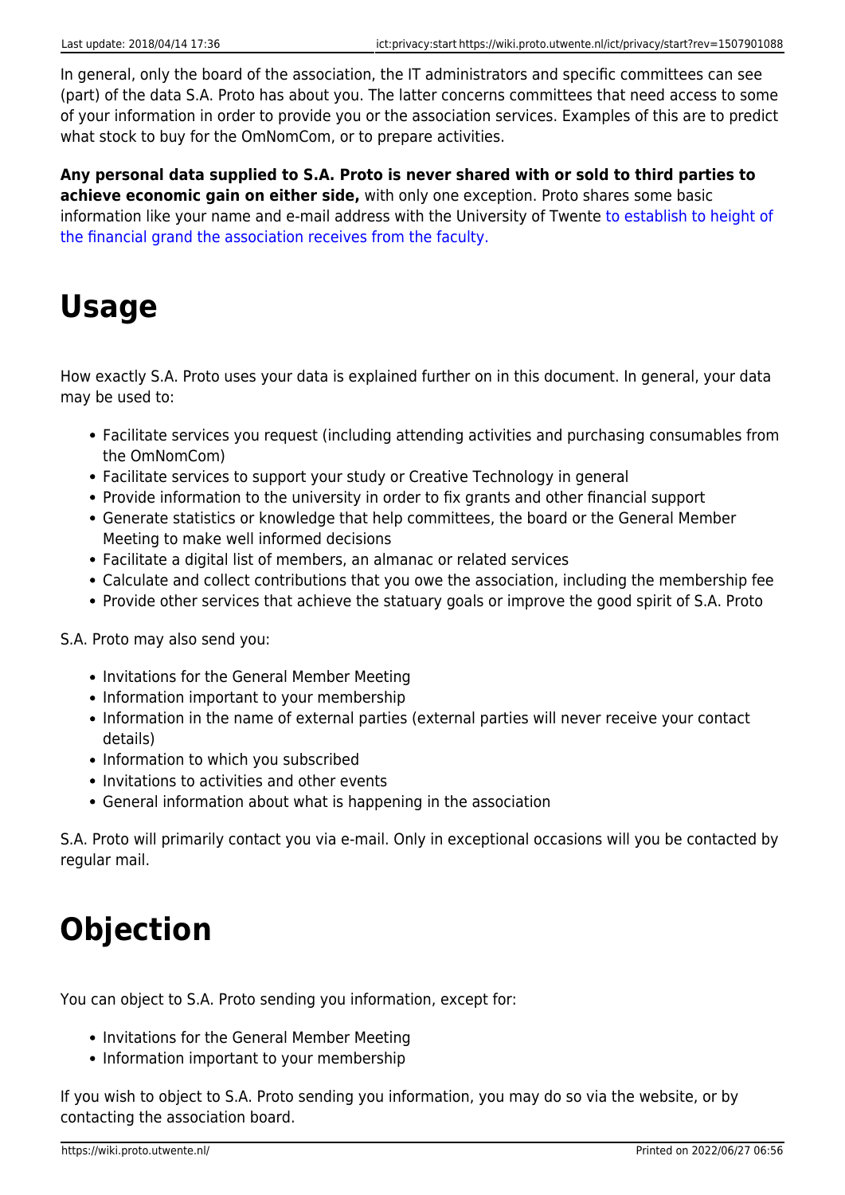In general, only the board of the association, the IT administrators and specific committees can see (part) of the data S.A. Proto has about you. The latter concerns committees that need access to some of your information in order to provide you or the association services. Examples of this are to predict what stock to buy for the OmNomCom, or to prepare activities.

**Any personal data supplied to S.A. Proto is never shared with or sold to third parties to achieve economic gain on either side,** with only one exception. Proto shares some basic information like your name and e-mail address with the University of Twente to establish to height of the financial grand the association receives from the faculty.

# Usage

How exactly S.A. Proto uses your data is explained further on in this document. In general, your data may be used to:

- Facilitate services you request (including attending activities and purchasing consumables from the OmNomCom)
- Facilitate services to support your study or Creative Technology in general
- Provide information to the university in order to fix grants and other financial support
- Generate statistics or knowledge that help committees, the board or the General Member Meeting to make well informed decisions
- Facilitate a digital list of members, an almanac or related services
- Calculate and collect contributions that you owe the association, including the membership fee
- Provide other services that achieve the statuary goals or improve the good spirit of S.A. Proto

S.A. Proto may also send you:

- Invitations for the General Member Meeting
- Information important to your membership
- Information in the name of external parties (external parties will never receive your contact details)
- Information to which you subscribed
- Invitations to activities and other events
- General information about what is happening in the association

S.A. Proto will primarily contact you via e-mail. Only in exceptional occasions will you be contacted by regular mail.

# Objection

You can object to S.A. Proto sending you information, except for:

- Invitations for the General Member Meeting
- Information important to your membership

If you wish to object to S.A. Proto sending you information, you may do so via the website, or by contacting the association board.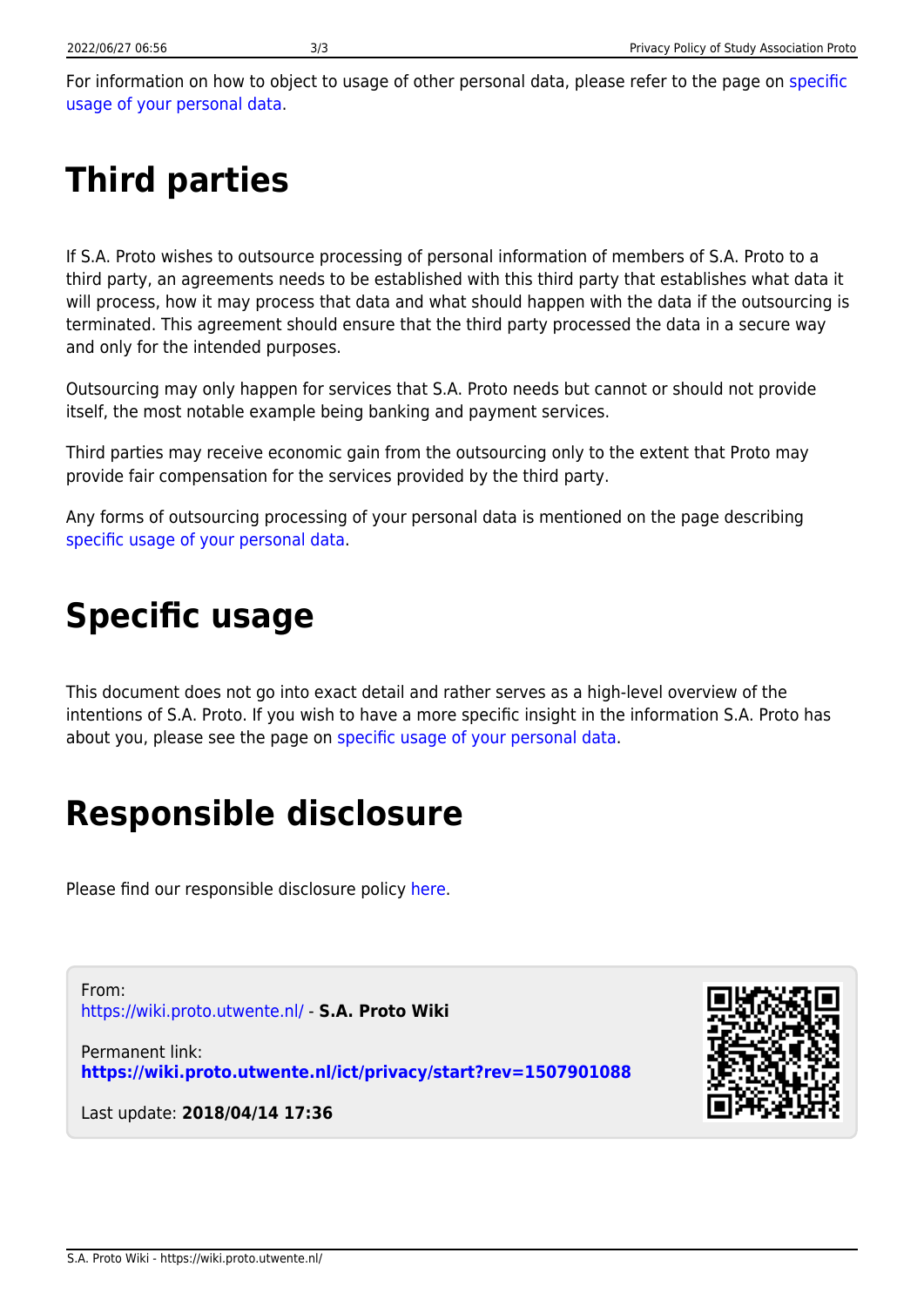For information on how to object to usage of other personal data, please refer to the page on specific usage of your personal data.

# Third parties

If S.A. Proto wishes to outsource processing of personal information of members of S.A. Proto to a third party, an agreements needs to be established with this third party that establishes what data it will process, how it may process that data and what should happen with the data if the outsourcing is terminated. This agreement should ensure that the third party processed the data in a secure way and only for the intended purposes.

Outsourcing may only happen for services that S.A. Proto needs but cannot or should not provide itself, the most notable example being banking and payment services.

Third parties may receive economic gain from the outsourcing only to the extent that Proto may provide fair compensation for the services provided by the third party.

Any forms of outsourcing processing of your personal data is mentioned on the page describing specific usage of your personal data.

# Specific usage

This document does not go into exact detail and rather serves as a high-level overview of the intentions of S.A. Proto. If you wish to have a more specific insight in the information S.A. Proto has about you, please see the page on specific usage of your personal data.

# Responsible disclosure

Please find our responsible disclosure policy here.

From:
https://wiki.proto.utwente.nl/ - **S.A. Proto Wiki**

Permanent link:
**https://wiki.proto.utwente.nl/ict/privacy/start?rev=1507901088**

Last update: **2018/04/14 17:36**